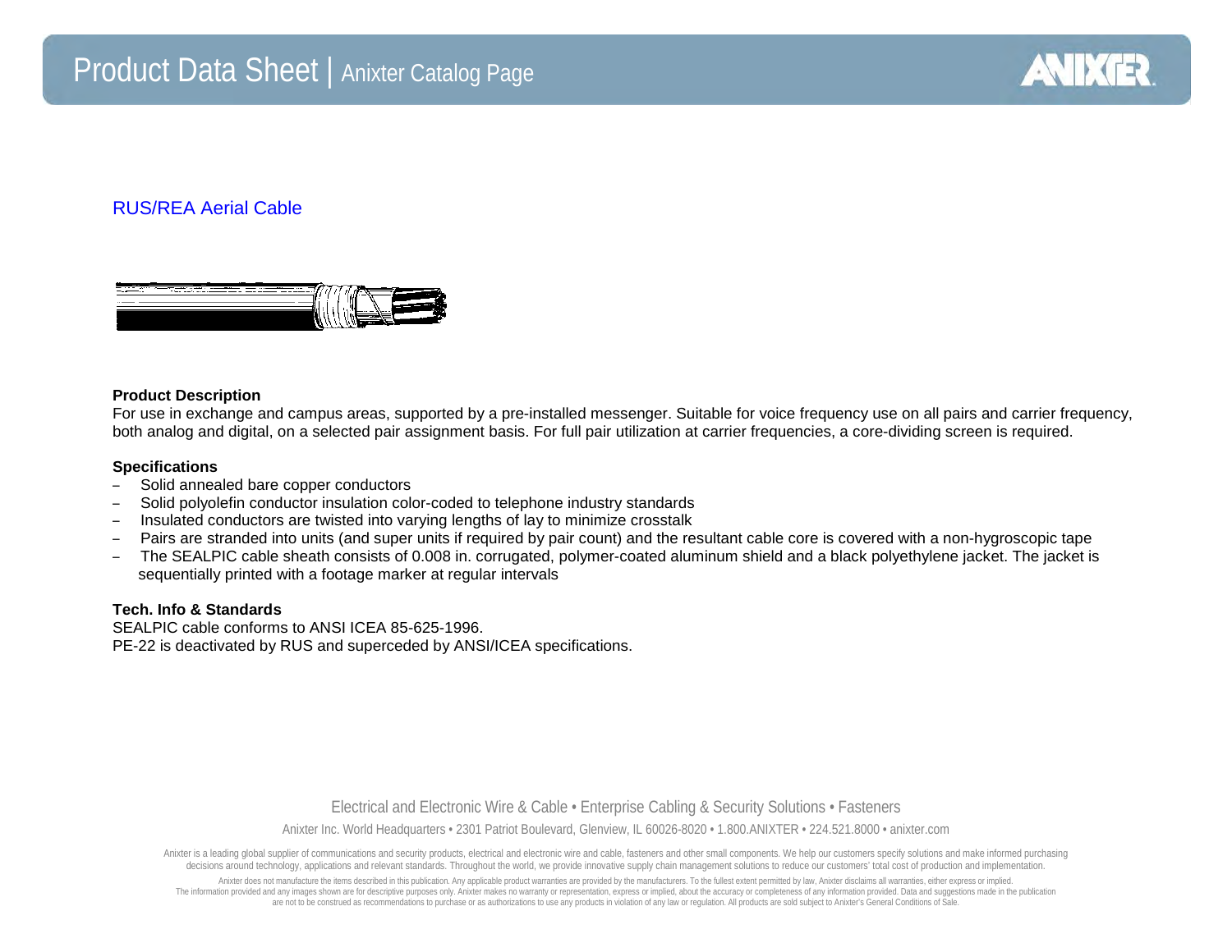# Product Data Sheet | Anixter Catalog Page

## RUS/REA Aerial Cable

### Product Description

For use in exchange and campus areas, supported by a pre-installed messenger. Suitable for voice frequency use on all pairs and carrier frequency, both analog and digital, on a selected pair assignment basis. For full pair utilization at carrier frequencies, a core-dividing screen is required.

### Specifications

- Solid annealed bare copper conductors
- Solid polyolefin conductor insulation color-coded to telephone industry standards
- Insulated conductors are twisted into varying lengths of lay to minimize crosstalk
- Pairs are stranded into units (and super units if required by pair count) and the resultant cable core is covered with a non-hygroscopic tape
- The SEALPIC cable sheath consists of 0.008 in. corrugated, polymer-coated aluminum shield and a black polyethylene jacket. The jacket is sequentially printed with a footage marker at regular intervals

### Tech. Info & Standards

SEALPIC cable conforms to ANSI ICEA 85-625-1996.
PE-22 is deactivated by RUS and superceded by ANSI/ICEA specifications.

Electrical and Electronic Wire & Cable • Enterprise Cabling & Security Solutions • Fasteners

Anixter Inc. World Headquarters • 2301 Patriot Boulevard, Glenview, IL 60026-8020 • 1.800.ANIXTER • 224.521.8000 • anixter.com

Anixter is a leading global supplier of communications and security products, electrical and electronic wire and cable, fasteners and other small components. We help our customers specify solutions and make informed purchasing decisions around technology, applications and relevant standards. Throughout the world, we provide innovative supply chain management solutions to reduce our customers' total cost of production and implementation.

Anixter does not manufacture the items described in this publication. Any applicable product warranties are provided by the manufacturers. To the fullest extent permitted by law, Anixter disclaims all warranties, either express or implied. The information provided and any images shown are for descriptive purposes only. Anixter makes no warranty or representation, express or implied, about the accuracy or completeness of any information provided. Data and suggestions made in the publication are not to be construed as recommendations to purchase or as authorizations to use any products in violation of any law or regulation. All products are sold subject to Anixter's General Conditions of Sale.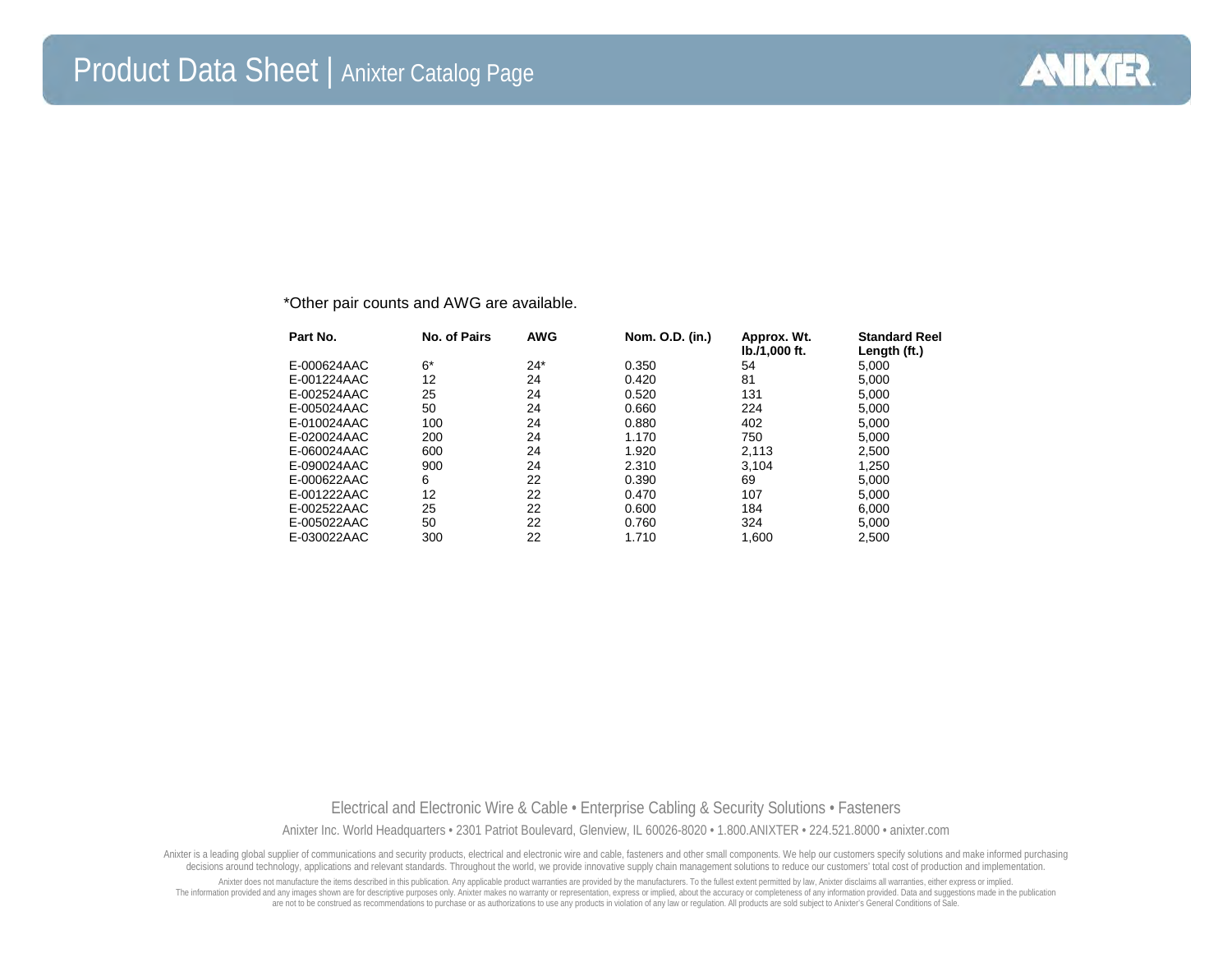*Other pair counts and AWG are available.

| Part No. | No. of Pairs | AWG | Nom. O.D. (in.) | Approx. Wt. lb./1,000 ft. | Standard Reel Length (ft.) |
|---|---|---|---|---|---|
| E-000624AAC | 6* | 24* | 0.350 | 54 | 5,000 |
| E-001224AAC | 12 | 24 | 0.420 | 81 | 5,000 |
| E-002524AAC | 25 | 24 | 0.520 | 131 | 5,000 |
| E-005024AAC | 50 | 24 | 0.660 | 224 | 5,000 |
| E-010024AAC | 100 | 24 | 0.880 | 402 | 5,000 |
| E-020024AAC | 200 | 24 | 1.170 | 750 | 5,000 |
| E-060024AAC | 600 | 24 | 1.920 | 2,113 | 2,500 |
| E-090024AAC | 900 | 24 | 2.310 | 3,104 | 1,250 |
| E-000622AAC | 6 | 22 | 0.390 | 69 | 5,000 |
| E-001222AAC | 12 | 22 | 0.470 | 107 | 5,000 |
| E-002522AAC | 25 | 22 | 0.600 | 184 | 6,000 |
| E-005022AAC | 50 | 22 | 0.760 | 324 | 5,000 |
| E-030022AAC | 300 | 22 | 1.710 | 1,600 | 2,500 |

Electrical and Electronic Wire & Cable • Enterprise Cabling & Security Solutions • Fasteners

Anixter Inc. World Headquarters • 2301 Patriot Boulevard, Glenview, IL 60026-8020 • 1.800.ANIXTER • 224.521.8000 • anixter.com

Anixter is a leading global supplier of communications and security products, electrical and electronic wire and cable, fasteners and other small components. We help our customers specify solutions and make informed purchasing decisions around technology, applications and relevant standards. Throughout the world, we provide innovative supply chain management solutions to reduce our customers' total cost of production and implementation.

Anixter does not manufacture the items described in this publication. Any applicable product warranties are provided by the manufacturers. To the fullest extent permitted by law, Anixter disclaims all warranties, either express or implied. The information provided and any images shown are for descriptive purposes only. Anixter makes no warranty or representation, express or implied, about the accuracy or completeness of any information provided. Data and suggestions made in the publication are not to be construed as recommendations to purchase or as authorizations to use any products in violation of any law or regulation. All products are sold subject to Anixter's General Conditions of Sale.